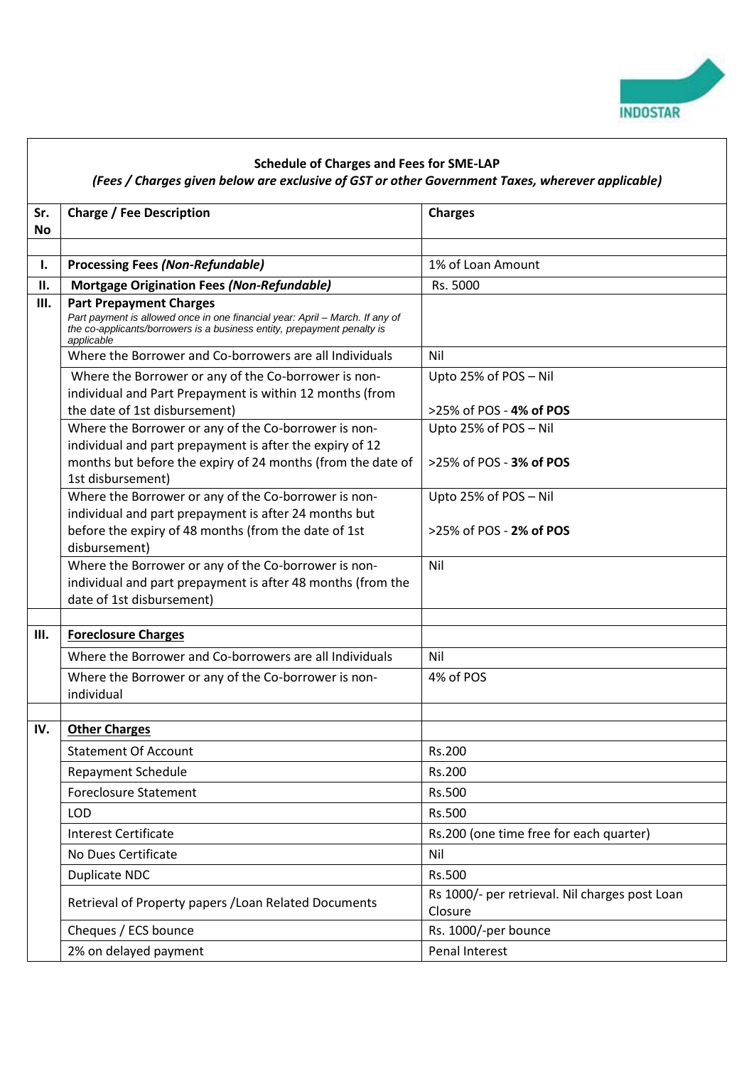**Schedule of Charges and Fees for SME-LAP**

***(Fees / Charges given below are exclusive of GST or other Government Taxes, wherever applicable)***

| Sr. No | Charge / Fee Description | Charges |
|---|---|---|
| | | |
| **I.** | **Processing Fees *(Non-Refundable)*** | 1% of Loan Amount |
| **II.** | **Mortgage Origination Fees *(Non-Refundable)*** | Rs. 5000 |
| **III.** | **Part Prepayment Charges** *Part payment is allowed once in one financial year: April – March. If any of the co-applicants/borrowers is a business entity, prepayment penalty is applicable* | |
| | Where the Borrower and Co-borrowers are all Individuals | Nil |
| | Where the Borrower or any of the Co-borrower is non-individual and Part Prepayment is within 12 months (from the date of 1st disbursement) | Upto 25% of POS – Nil<br>>25% of POS - **4% of POS** |
| | Where the Borrower or any of the Co-borrower is non-individual and part prepayment is after the expiry of 12 months but before the expiry of 24 months (from the date of 1st disbursement) | Upto 25% of POS – Nil<br>>25% of POS - **3% of POS** |
| | Where the Borrower or any of the Co-borrower is non-individual and part prepayment is after 24 months but before the expiry of 48 months (from the date of 1st disbursement) | Upto 25% of POS – Nil<br>>25% of POS - **2% of POS** |
| | Where the Borrower or any of the Co-borrower is non-individual and part prepayment is after 48 months (from the date of 1st disbursement) | Nil |
| | | |
| **III.** | **Foreclosure Charges** | |
| | Where the Borrower and Co-borrowers are all Individuals | Nil |
| | Where the Borrower or any of the Co-borrower is non-individual | 4% of POS |
| | | |
| **IV.** | **Other Charges** | |
| | Statement Of Account | Rs.200 |
| | Repayment Schedule | Rs.200 |
| | Foreclosure Statement | Rs.500 |
| | LOD | Rs.500 |
| | Interest Certificate | Rs.200 (one time free for each quarter) |
| | No Dues Certificate | Nil |
| | Duplicate NDC | Rs.500 |
| | Retrieval of Property papers /Loan Related Documents | Rs 1000/- per retrieval. Nil charges post Loan Closure |
| | Cheques / ECS bounce | Rs. 1000/-per bounce |
| | 2% on delayed payment | Penal Interest |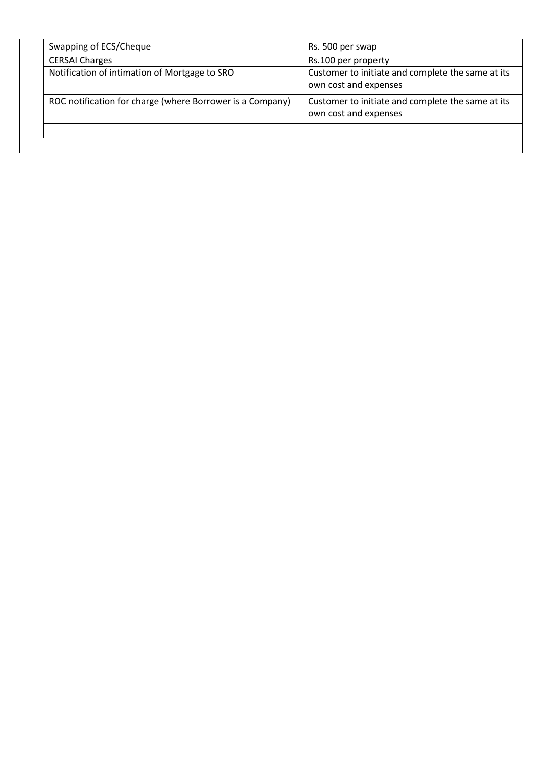| | |
|---|---|
| Swapping of ECS/Cheque | Rs. 500 per swap |
| CERSAI Charges | Rs.100 per property |
| Notification of intimation of Mortgage to SRO | Customer to initiate and complete the same at its own cost and expenses |
| ROC notification for charge (where Borrower is a Company) | Customer to initiate and complete the same at its own cost and expenses |
| | |